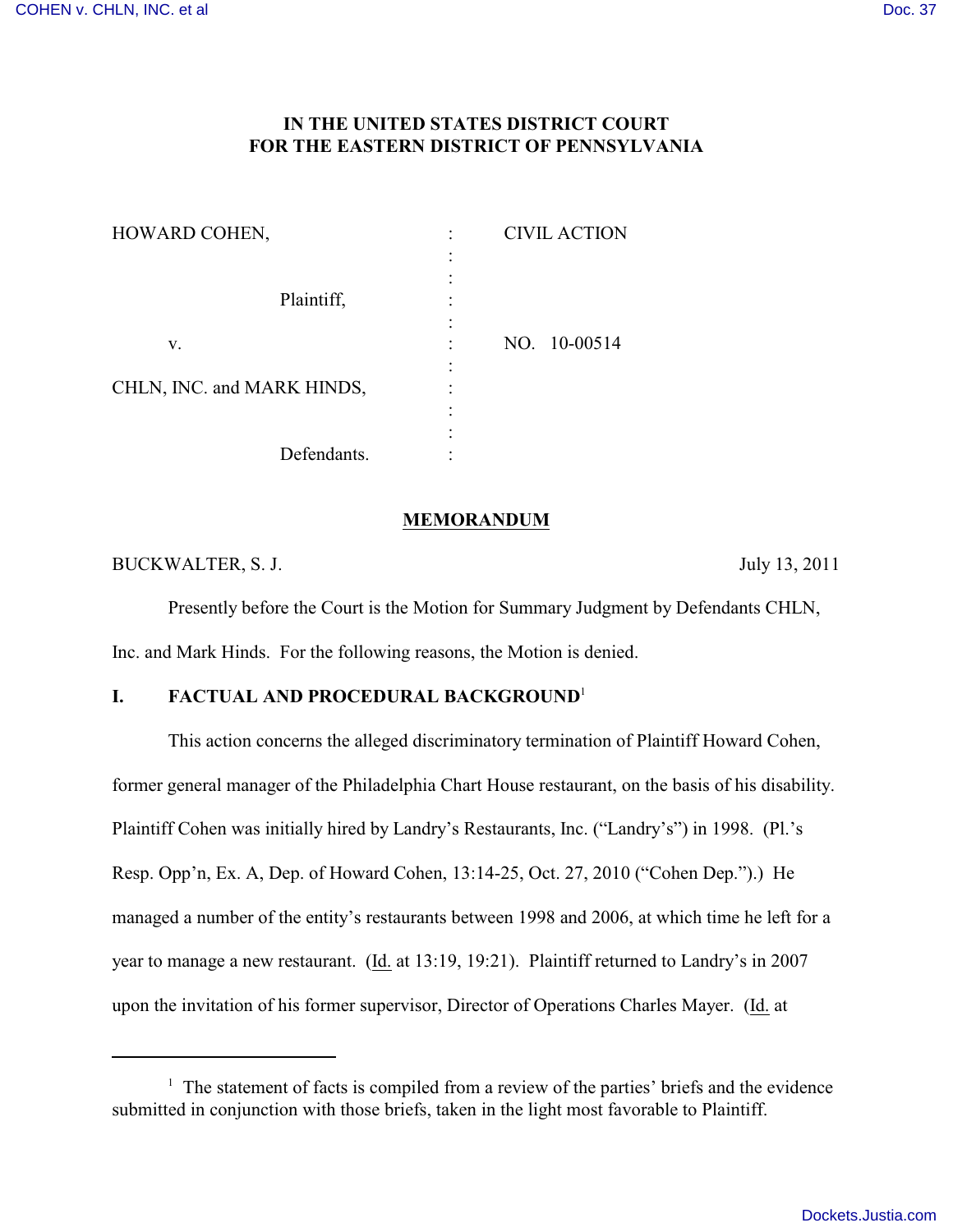# IN THE UNITED STATES DISTRICT COURT
# FOR THE EASTERN DISTRICT OF PENNSYLVANIA

| | | |
|---|---|---|
| HOWARD COHEN, | : | CIVIL ACTION |
| Plaintiff, | : | |
| v. | : | NO. 10-00514 |
| CHLN, INC. and MARK HINDS, | : | |
| Defendants. | : | |

## MEMORANDUM

BUCKWALTER, S. J. July 13, 2011

Presently before the Court is the Motion for Summary Judgment by Defendants CHLN, Inc. and Mark Hinds. For the following reasons, the Motion is denied.

## I. FACTUAL AND PROCEDURAL BACKGROUND[1]

This action concerns the alleged discriminatory termination of Plaintiff Howard Cohen, former general manager of the Philadelphia Chart House restaurant, on the basis of his disability. Plaintiff Cohen was initially hired by Landry's Restaurants, Inc. ("Landry's") in 1998. (Pl.'s Resp. Opp'n, Ex. A, Dep. of Howard Cohen, 13:14-25, Oct. 27, 2010 ("Cohen Dep.").) He managed a number of the entity's restaurants between 1998 and 2006, at which time he left for a year to manage a new restaurant. (Id. at 13:19, 19:21). Plaintiff returned to Landry's in 2007 upon the invitation of his former supervisor, Director of Operations Charles Mayer. (Id. at

[1] The statement of facts is compiled from a review of the parties' briefs and the evidence submitted in conjunction with those briefs, taken in the light most favorable to Plaintiff.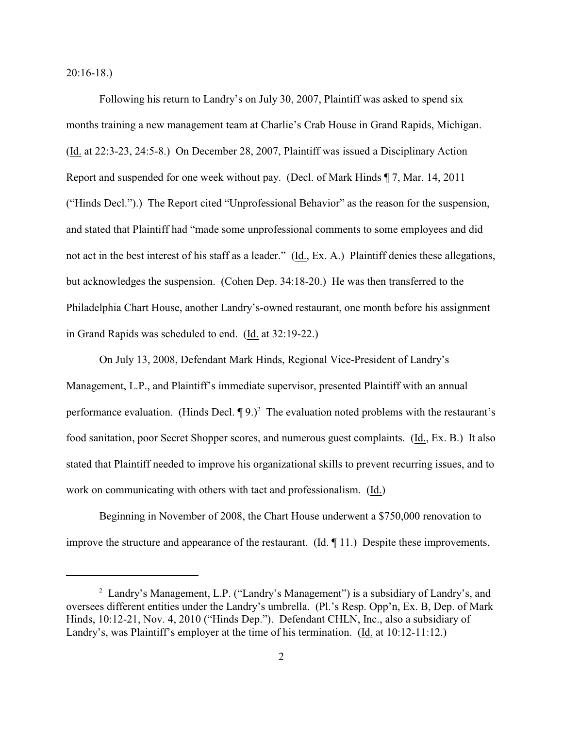20:16-18.)

Following his return to Landry's on July 30, 2007, Plaintiff was asked to spend six months training a new management team at Charlie's Crab House in Grand Rapids, Michigan. (Id. at 22:3-23, 24:5-8.) On December 28, 2007, Plaintiff was issued a Disciplinary Action Report and suspended for one week without pay. (Decl. of Mark Hinds ¶ 7, Mar. 14, 2011 ("Hinds Decl.").) The Report cited "Unprofessional Behavior" as the reason for the suspension, and stated that Plaintiff had "made some unprofessional comments to some employees and did not act in the best interest of his staff as a leader." (Id., Ex. A.) Plaintiff denies these allegations, but acknowledges the suspension. (Cohen Dep. 34:18-20.) He was then transferred to the Philadelphia Chart House, another Landry's-owned restaurant, one month before his assignment in Grand Rapids was scheduled to end. (Id. at 32:19-22.)

On July 13, 2008, Defendant Mark Hinds, Regional Vice-President of Landry's Management, L.P., and Plaintiff's immediate supervisor, presented Plaintiff with an annual performance evaluation. (Hinds Decl. ¶ 9.)[2] The evaluation noted problems with the restaurant's food sanitation, poor Secret Shopper scores, and numerous guest complaints. (Id., Ex. B.) It also stated that Plaintiff needed to improve his organizational skills to prevent recurring issues, and to work on communicating with others with tact and professionalism. (Id.)

Beginning in November of 2008, the Chart House underwent a $750,000 renovation to improve the structure and appearance of the restaurant. (Id. ¶ 11.) Despite these improvements,

---

[2] Landry's Management, L.P. ("Landry's Management") is a subsidiary of Landry's, and oversees different entities under the Landry's umbrella. (Pl.'s Resp. Opp'n, Ex. B, Dep. of Mark Hinds, 10:12-21, Nov. 4, 2010 ("Hinds Dep."). Defendant CHLN, Inc., also a subsidiary of Landry's, was Plaintiff's employer at the time of his termination. (Id. at 10:12-11:12.)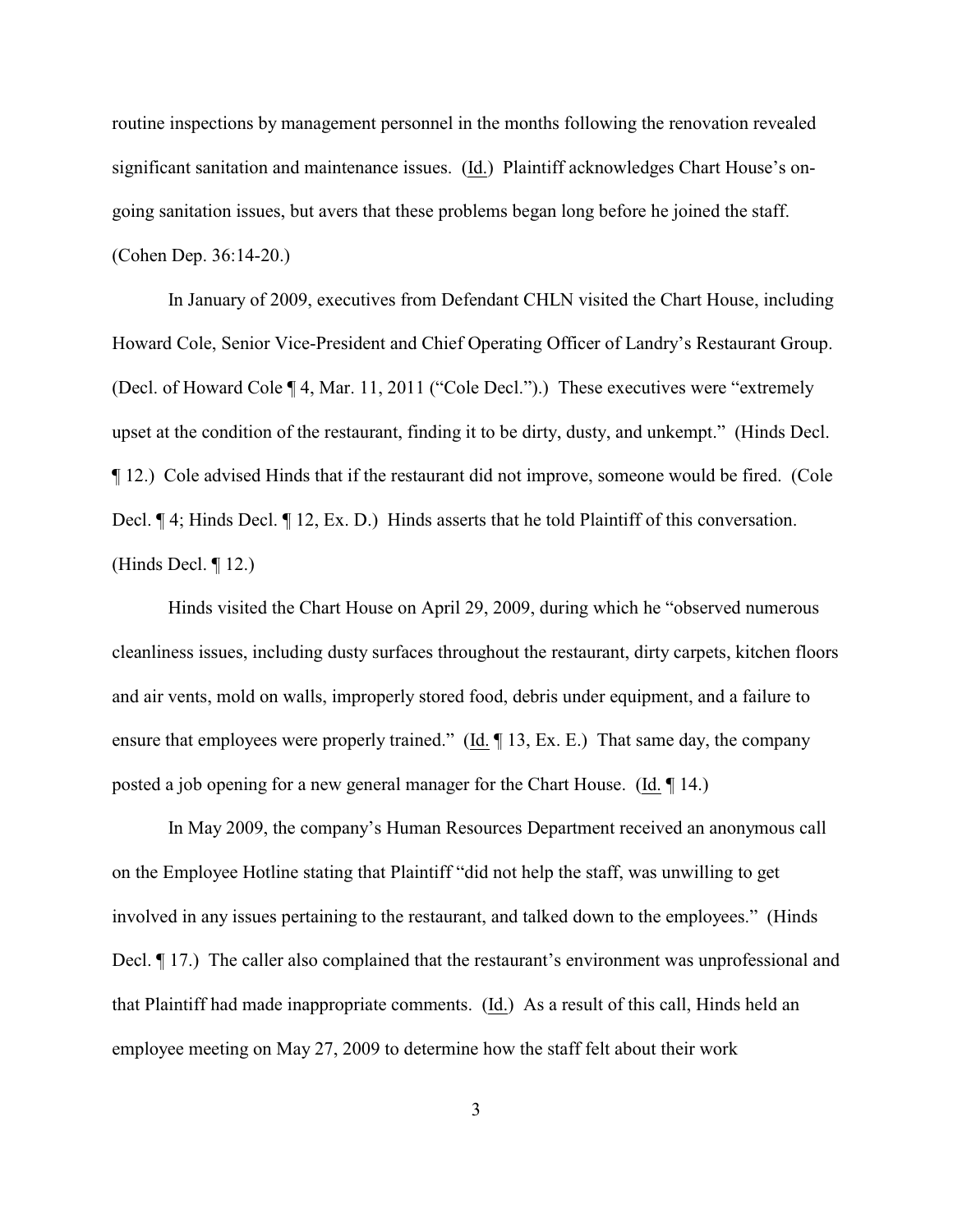routine inspections by management personnel in the months following the renovation revealed significant sanitation and maintenance issues. (Id.) Plaintiff acknowledges Chart House's on-going sanitation issues, but avers that these problems began long before he joined the staff. (Cohen Dep. 36:14-20.)

In January of 2009, executives from Defendant CHLN visited the Chart House, including Howard Cole, Senior Vice-President and Chief Operating Officer of Landry's Restaurant Group. (Decl. of Howard Cole ¶ 4, Mar. 11, 2011 ("Cole Decl.").) These executives were "extremely upset at the condition of the restaurant, finding it to be dirty, dusty, and unkempt." (Hinds Decl. ¶ 12.) Cole advised Hinds that if the restaurant did not improve, someone would be fired. (Cole Decl. ¶ 4; Hinds Decl. ¶ 12, Ex. D.) Hinds asserts that he told Plaintiff of this conversation. (Hinds Decl. ¶ 12.)

Hinds visited the Chart House on April 29, 2009, during which he "observed numerous cleanliness issues, including dusty surfaces throughout the restaurant, dirty carpets, kitchen floors and air vents, mold on walls, improperly stored food, debris under equipment, and a failure to ensure that employees were properly trained." (Id. ¶ 13, Ex. E.) That same day, the company posted a job opening for a new general manager for the Chart House. (Id. ¶ 14.)

In May 2009, the company's Human Resources Department received an anonymous call on the Employee Hotline stating that Plaintiff "did not help the staff, was unwilling to get involved in any issues pertaining to the restaurant, and talked down to the employees." (Hinds Decl. ¶ 17.) The caller also complained that the restaurant's environment was unprofessional and that Plaintiff had made inappropriate comments. (Id.) As a result of this call, Hinds held an employee meeting on May 27, 2009 to determine how the staff felt about their work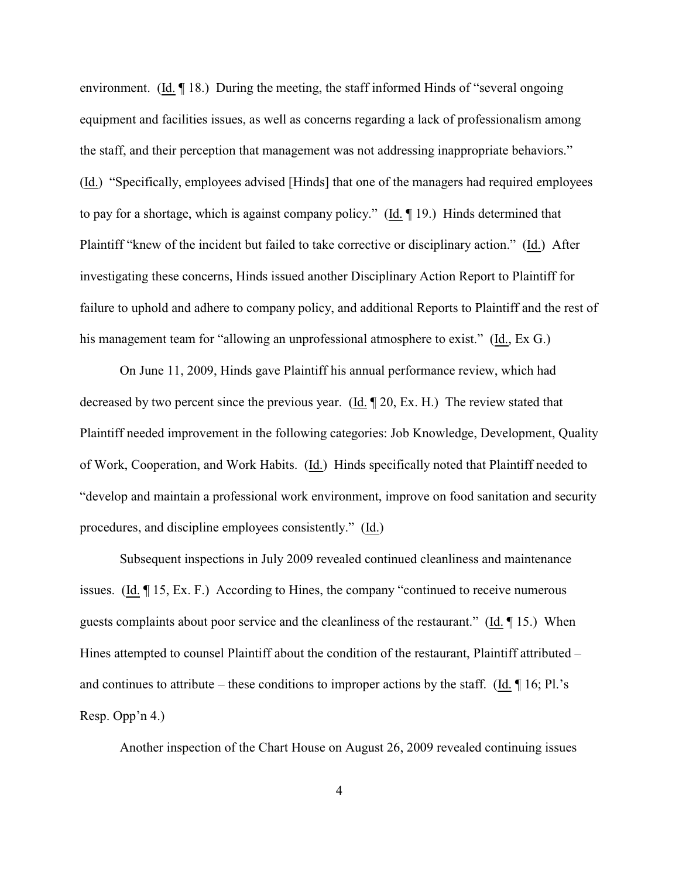environment. (Id. ¶ 18.) During the meeting, the staff informed Hinds of "several ongoing equipment and facilities issues, as well as concerns regarding a lack of professionalism among the staff, and their perception that management was not addressing inappropriate behaviors." (Id.) "Specifically, employees advised [Hinds] that one of the managers had required employees to pay for a shortage, which is against company policy." (Id. ¶ 19.) Hinds determined that Plaintiff "knew of the incident but failed to take corrective or disciplinary action." (Id.) After investigating these concerns, Hinds issued another Disciplinary Action Report to Plaintiff for failure to uphold and adhere to company policy, and additional Reports to Plaintiff and the rest of his management team for "allowing an unprofessional atmosphere to exist." (Id., Ex G.)

On June 11, 2009, Hinds gave Plaintiff his annual performance review, which had decreased by two percent since the previous year. (Id. ¶ 20, Ex. H.) The review stated that Plaintiff needed improvement in the following categories: Job Knowledge, Development, Quality of Work, Cooperation, and Work Habits. (Id.) Hinds specifically noted that Plaintiff needed to "develop and maintain a professional work environment, improve on food sanitation and security procedures, and discipline employees consistently." (Id.)

Subsequent inspections in July 2009 revealed continued cleanliness and maintenance issues. (Id. ¶ 15, Ex. F.) According to Hines, the company "continued to receive numerous guests complaints about poor service and the cleanliness of the restaurant." (Id. ¶ 15.) When Hines attempted to counsel Plaintiff about the condition of the restaurant, Plaintiff attributed – and continues to attribute – these conditions to improper actions by the staff. (Id. ¶ 16; Pl.'s Resp. Opp'n 4.)

Another inspection of the Chart House on August 26, 2009 revealed continuing issues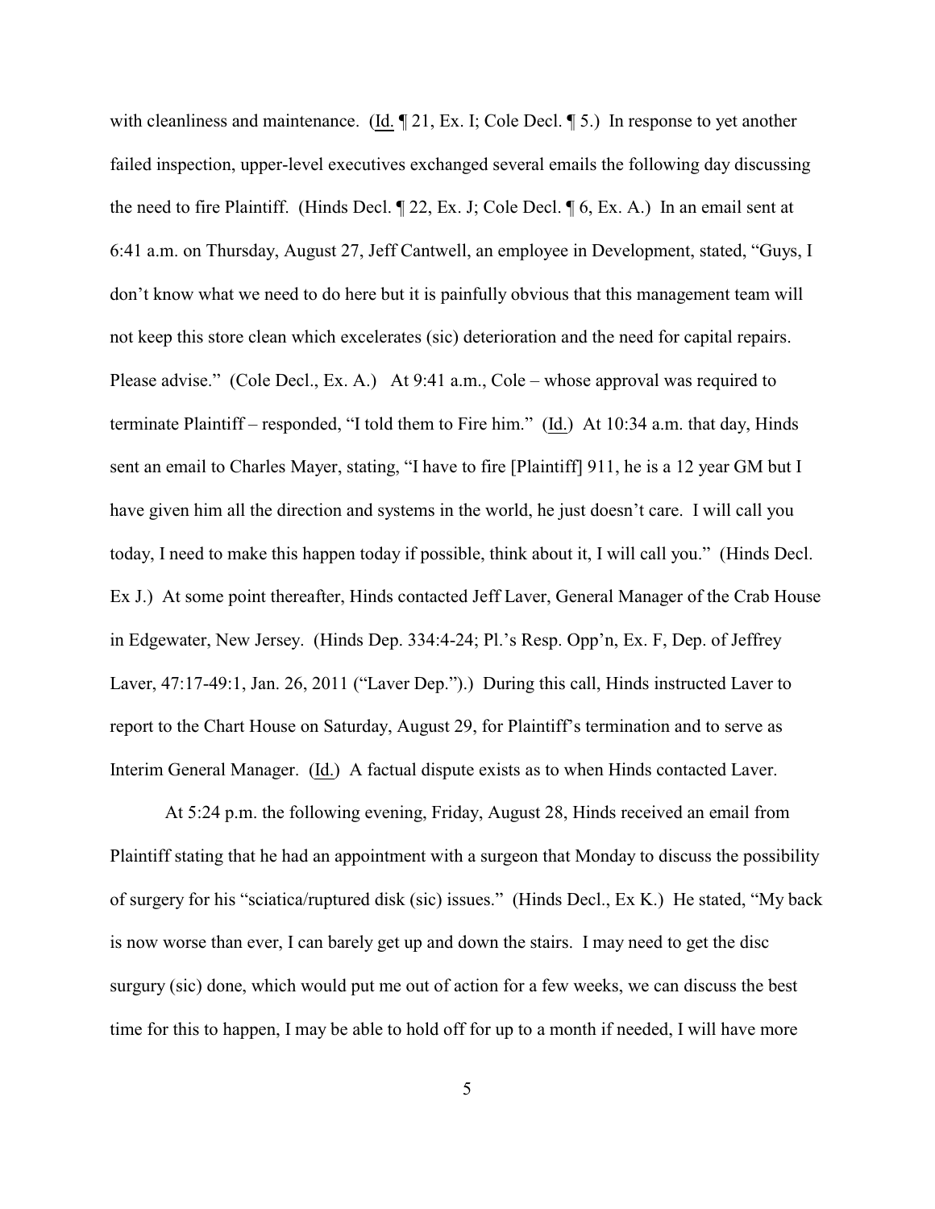with cleanliness and maintenance. (Id. ¶ 21, Ex. I; Cole Decl. ¶ 5.) In response to yet another failed inspection, upper-level executives exchanged several emails the following day discussing the need to fire Plaintiff. (Hinds Decl. ¶ 22, Ex. J; Cole Decl. ¶ 6, Ex. A.) In an email sent at 6:41 a.m. on Thursday, August 27, Jeff Cantwell, an employee in Development, stated, "Guys, I don't know what we need to do here but it is painfully obvious that this management team will not keep this store clean which excelerates (sic) deterioration and the need for capital repairs. Please advise." (Cole Decl., Ex. A.) At 9:41 a.m., Cole – whose approval was required to terminate Plaintiff – responded, "I told them to Fire him." (Id.) At 10:34 a.m. that day, Hinds sent an email to Charles Mayer, stating, "I have to fire [Plaintiff] 911, he is a 12 year GM but I have given him all the direction and systems in the world, he just doesn't care. I will call you today, I need to make this happen today if possible, think about it, I will call you." (Hinds Decl. Ex J.) At some point thereafter, Hinds contacted Jeff Laver, General Manager of the Crab House in Edgewater, New Jersey. (Hinds Dep. 334:4-24; Pl.'s Resp. Opp'n, Ex. F, Dep. of Jeffrey Laver, 47:17-49:1, Jan. 26, 2011 ("Laver Dep.").) During this call, Hinds instructed Laver to report to the Chart House on Saturday, August 29, for Plaintiff's termination and to serve as Interim General Manager. (Id.) A factual dispute exists as to when Hinds contacted Laver.

At 5:24 p.m. the following evening, Friday, August 28, Hinds received an email from Plaintiff stating that he had an appointment with a surgeon that Monday to discuss the possibility of surgery for his "sciatica/ruptured disk (sic) issues." (Hinds Decl., Ex K.) He stated, "My back is now worse than ever, I can barely get up and down the stairs. I may need to get the disc surgury (sic) done, which would put me out of action for a few weeks, we can discuss the best time for this to happen, I may be able to hold off for up to a month if needed, I will have more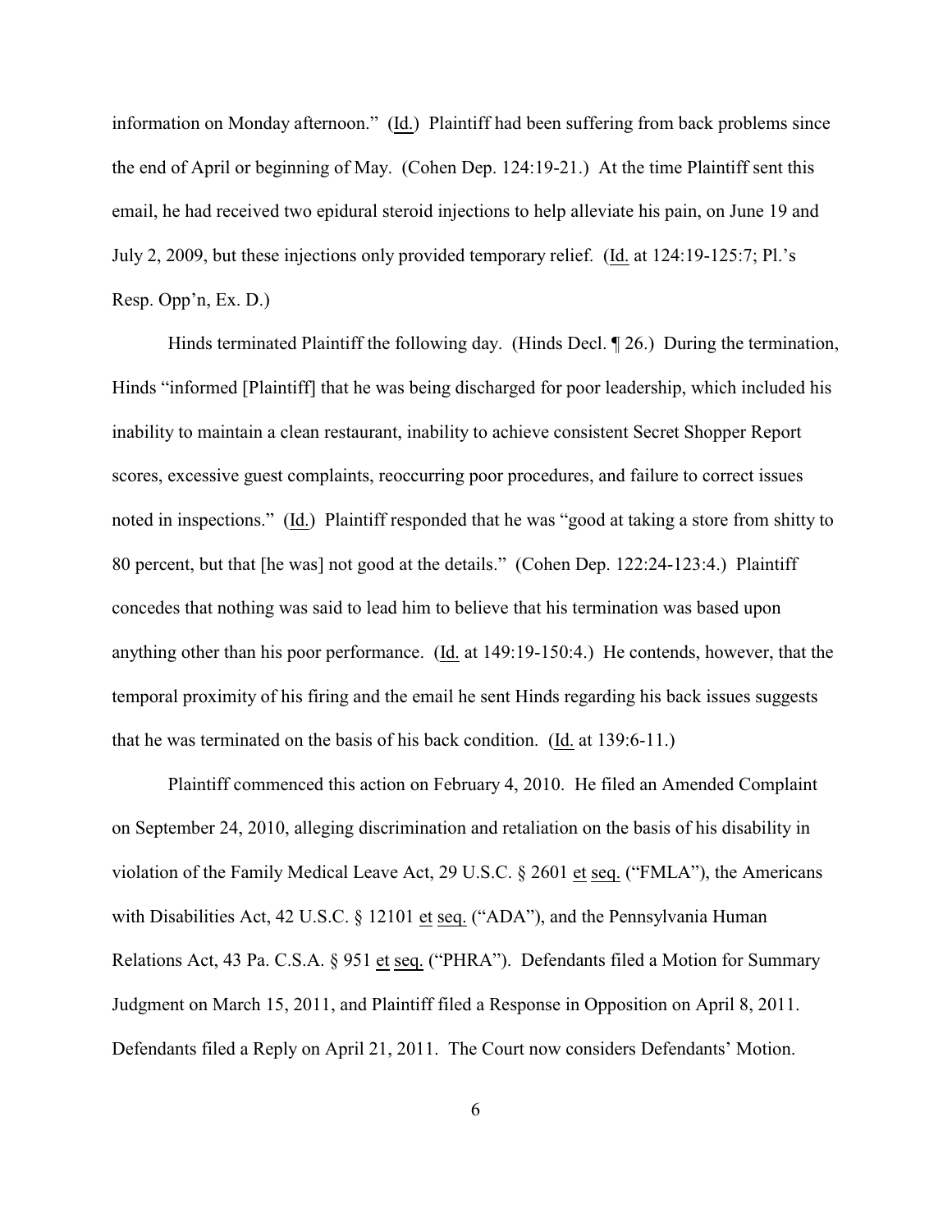information on Monday afternoon." (Id.) Plaintiff had been suffering from back problems since the end of April or beginning of May. (Cohen Dep. 124:19-21.) At the time Plaintiff sent this email, he had received two epidural steroid injections to help alleviate his pain, on June 19 and July 2, 2009, but these injections only provided temporary relief. (Id. at 124:19-125:7; Pl.'s Resp. Opp'n, Ex. D.)

Hinds terminated Plaintiff the following day. (Hinds Decl. ¶ 26.) During the termination, Hinds "informed [Plaintiff] that he was being discharged for poor leadership, which included his inability to maintain a clean restaurant, inability to achieve consistent Secret Shopper Report scores, excessive guest complaints, reoccurring poor procedures, and failure to correct issues noted in inspections." (Id.) Plaintiff responded that he was "good at taking a store from shitty to 80 percent, but that [he was] not good at the details." (Cohen Dep. 122:24-123:4.) Plaintiff concedes that nothing was said to lead him to believe that his termination was based upon anything other than his poor performance. (Id. at 149:19-150:4.) He contends, however, that the temporal proximity of his firing and the email he sent Hinds regarding his back issues suggests that he was terminated on the basis of his back condition. (Id. at 139:6-11.)

Plaintiff commenced this action on February 4, 2010. He filed an Amended Complaint on September 24, 2010, alleging discrimination and retaliation on the basis of his disability in violation of the Family Medical Leave Act, 29 U.S.C. § 2601 et seq. ("FMLA"), the Americans with Disabilities Act, 42 U.S.C. § 12101 et seq. ("ADA"), and the Pennsylvania Human Relations Act, 43 Pa. C.S.A. § 951 et seq. ("PHRA"). Defendants filed a Motion for Summary Judgment on March 15, 2011, and Plaintiff filed a Response in Opposition on April 8, 2011. Defendants filed a Reply on April 21, 2011. The Court now considers Defendants' Motion.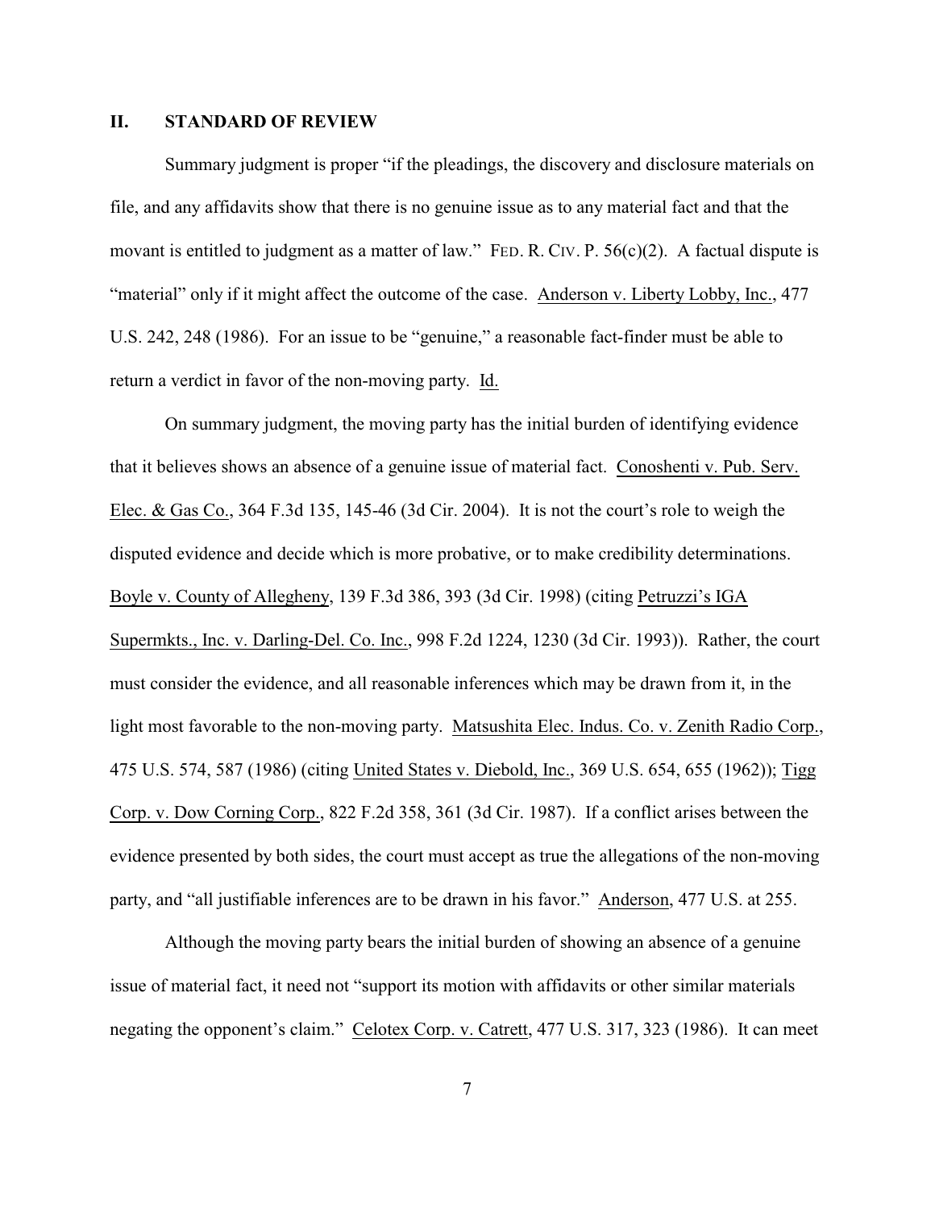## II. STANDARD OF REVIEW

Summary judgment is proper "if the pleadings, the discovery and disclosure materials on file, and any affidavits show that there is no genuine issue as to any material fact and that the movant is entitled to judgment as a matter of law." FED. R. CIV. P. 56(c)(2). A factual dispute is "material" only if it might affect the outcome of the case. Anderson v. Liberty Lobby, Inc., 477 U.S. 242, 248 (1986). For an issue to be "genuine," a reasonable fact-finder must be able to return a verdict in favor of the non-moving party. Id.

On summary judgment, the moving party has the initial burden of identifying evidence that it believes shows an absence of a genuine issue of material fact. Conoshenti v. Pub. Serv. Elec. & Gas Co., 364 F.3d 135, 145-46 (3d Cir. 2004). It is not the court's role to weigh the disputed evidence and decide which is more probative, or to make credibility determinations. Boyle v. County of Allegheny, 139 F.3d 386, 393 (3d Cir. 1998) (citing Petruzzi's IGA Supermkts., Inc. v. Darling-Del. Co. Inc., 998 F.2d 1224, 1230 (3d Cir. 1993)). Rather, the court must consider the evidence, and all reasonable inferences which may be drawn from it, in the light most favorable to the non-moving party. Matsushita Elec. Indus. Co. v. Zenith Radio Corp., 475 U.S. 574, 587 (1986) (citing United States v. Diebold, Inc., 369 U.S. 654, 655 (1962)); Tigg Corp. v. Dow Corning Corp., 822 F.2d 358, 361 (3d Cir. 1987). If a conflict arises between the evidence presented by both sides, the court must accept as true the allegations of the non-moving party, and "all justifiable inferences are to be drawn in his favor." Anderson, 477 U.S. at 255.

Although the moving party bears the initial burden of showing an absence of a genuine issue of material fact, it need not "support its motion with affidavits or other similar materials negating the opponent's claim." Celotex Corp. v. Catrett, 477 U.S. 317, 323 (1986). It can meet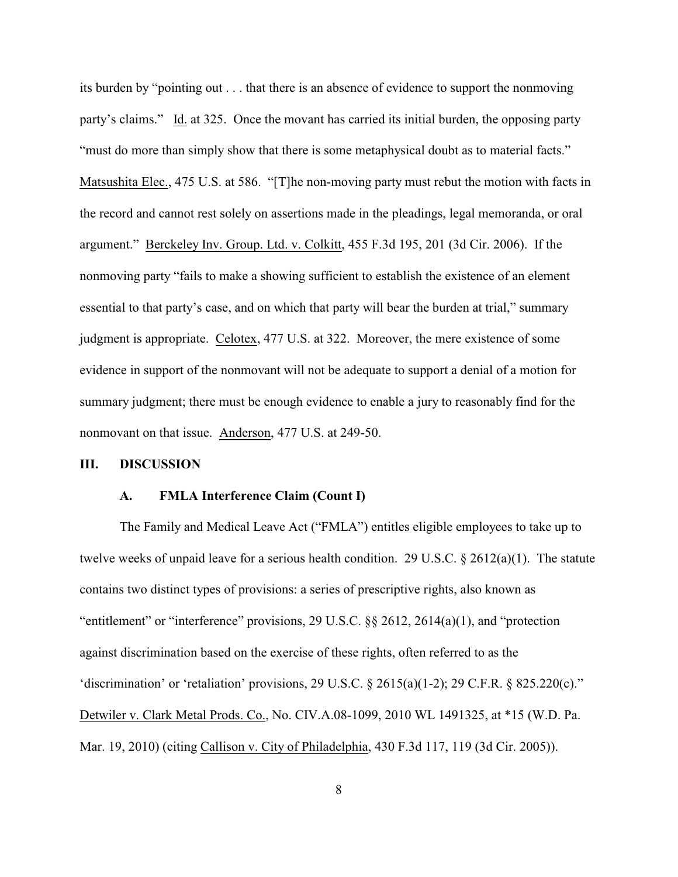its burden by "pointing out . . . that there is an absence of evidence to support the nonmoving party's claims." Id. at 325. Once the movant has carried its initial burden, the opposing party "must do more than simply show that there is some metaphysical doubt as to material facts." Matsushita Elec., 475 U.S. at 586. "[T]he non-moving party must rebut the motion with facts in the record and cannot rest solely on assertions made in the pleadings, legal memoranda, or oral argument." Berckeley Inv. Group. Ltd. v. Colkitt, 455 F.3d 195, 201 (3d Cir. 2006). If the nonmoving party "fails to make a showing sufficient to establish the existence of an element essential to that party's case, and on which that party will bear the burden at trial," summary judgment is appropriate. Celotex, 477 U.S. at 322. Moreover, the mere existence of some evidence in support of the nonmovant will not be adequate to support a denial of a motion for summary judgment; there must be enough evidence to enable a jury to reasonably find for the nonmovant on that issue. Anderson, 477 U.S. at 249-50.

## III. DISCUSSION

### A. FMLA Interference Claim (Count I)

The Family and Medical Leave Act ("FMLA") entitles eligible employees to take up to twelve weeks of unpaid leave for a serious health condition. 29 U.S.C. § 2612(a)(1). The statute contains two distinct types of provisions: a series of prescriptive rights, also known as "entitlement" or "interference" provisions, 29 U.S.C. §§ 2612, 2614(a)(1), and "protection against discrimination based on the exercise of these rights, often referred to as the 'discrimination' or 'retaliation' provisions, 29 U.S.C. § 2615(a)(1-2); 29 C.F.R. § 825.220(c)." Detwiler v. Clark Metal Prods. Co., No. CIV.A.08-1099, 2010 WL 1491325, at *15 (W.D. Pa. Mar. 19, 2010) (citing Callison v. City of Philadelphia, 430 F.3d 117, 119 (3d Cir. 2005)).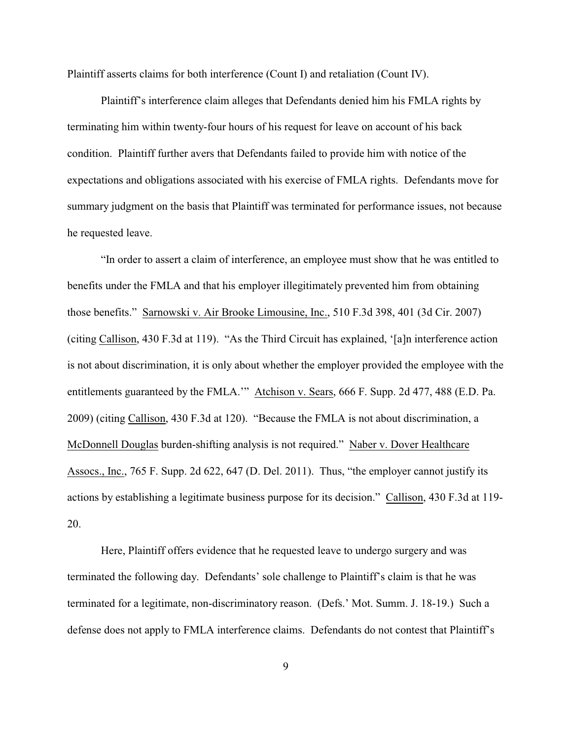Plaintiff asserts claims for both interference (Count I) and retaliation (Count IV).

Plaintiff's interference claim alleges that Defendants denied him his FMLA rights by terminating him within twenty-four hours of his request for leave on account of his back condition. Plaintiff further avers that Defendants failed to provide him with notice of the expectations and obligations associated with his exercise of FMLA rights. Defendants move for summary judgment on the basis that Plaintiff was terminated for performance issues, not because he requested leave.

"In order to assert a claim of interference, an employee must show that he was entitled to benefits under the FMLA and that his employer illegitimately prevented him from obtaining those benefits." Sarnowski v. Air Brooke Limousine, Inc., 510 F.3d 398, 401 (3d Cir. 2007) (citing Callison, 430 F.3d at 119). "As the Third Circuit has explained, '[a]n interference action is not about discrimination, it is only about whether the employer provided the employee with the entitlements guaranteed by the FMLA.'" Atchison v. Sears, 666 F. Supp. 2d 477, 488 (E.D. Pa. 2009) (citing Callison, 430 F.3d at 120). "Because the FMLA is not about discrimination, a McDonnell Douglas burden-shifting analysis is not required." Naber v. Dover Healthcare Assocs., Inc., 765 F. Supp. 2d 622, 647 (D. Del. 2011). Thus, "the employer cannot justify its actions by establishing a legitimate business purpose for its decision." Callison, 430 F.3d at 119-20.

Here, Plaintiff offers evidence that he requested leave to undergo surgery and was terminated the following day. Defendants' sole challenge to Plaintiff's claim is that he was terminated for a legitimate, non-discriminatory reason. (Defs.' Mot. Summ. J. 18-19.) Such a defense does not apply to FMLA interference claims. Defendants do not contest that Plaintiff's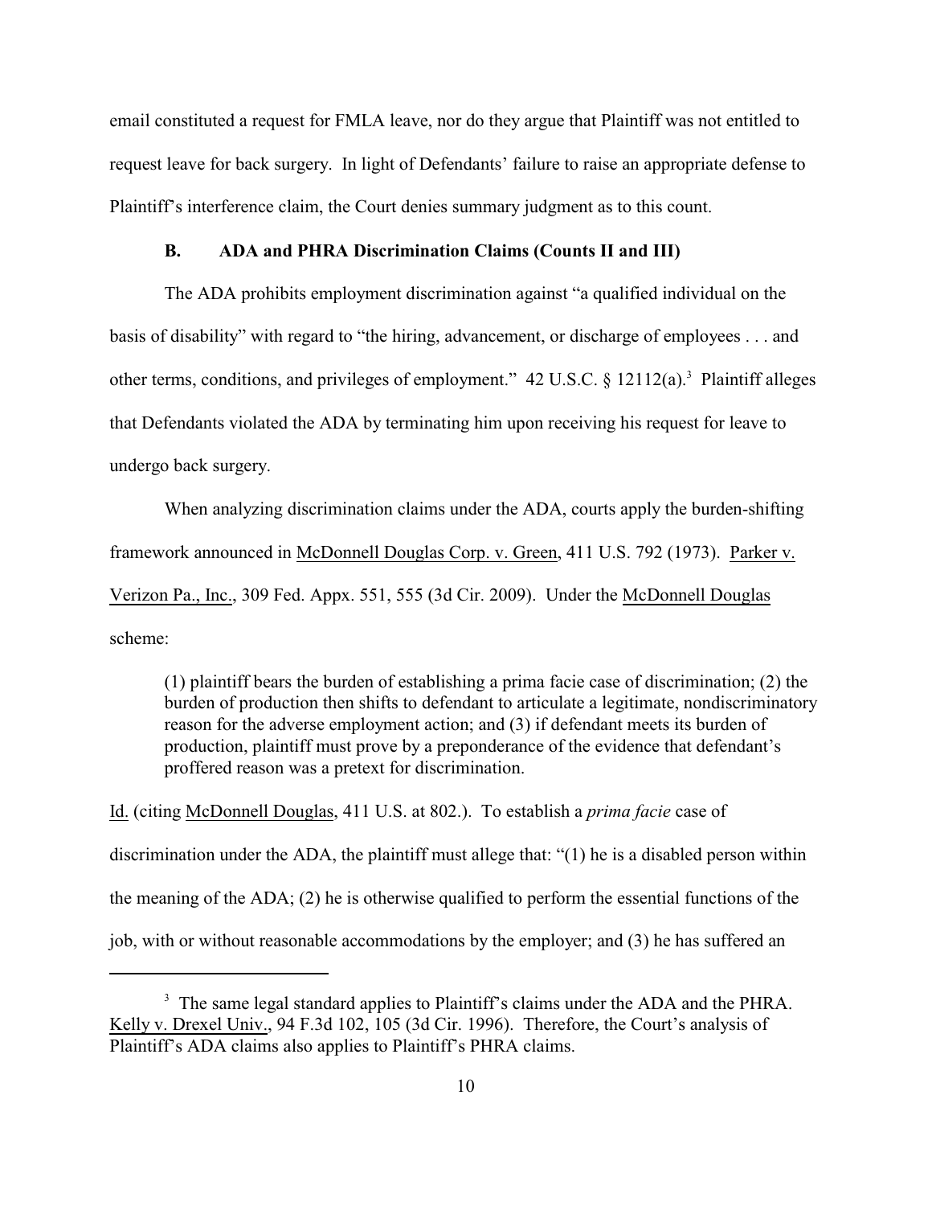email constituted a request for FMLA leave, nor do they argue that Plaintiff was not entitled to request leave for back surgery. In light of Defendants' failure to raise an appropriate defense to Plaintiff's interference claim, the Court denies summary judgment as to this count.

### B. ADA and PHRA Discrimination Claims (Counts II and III)

The ADA prohibits employment discrimination against "a qualified individual on the basis of disability" with regard to "the hiring, advancement, or discharge of employees . . . and other terms, conditions, and privileges of employment." 42 U.S.C. § 12112(a).[3] Plaintiff alleges that Defendants violated the ADA by terminating him upon receiving his request for leave to undergo back surgery.

When analyzing discrimination claims under the ADA, courts apply the burden-shifting framework announced in McDonnell Douglas Corp. v. Green, 411 U.S. 792 (1973). Parker v. Verizon Pa., Inc., 309 Fed. Appx. 551, 555 (3d Cir. 2009). Under the McDonnell Douglas scheme:

> (1) plaintiff bears the burden of establishing a prima facie case of discrimination; (2) the burden of production then shifts to defendant to articulate a legitimate, nondiscriminatory reason for the adverse employment action; and (3) if defendant meets its burden of production, plaintiff must prove by a preponderance of the evidence that defendant's proffered reason was a pretext for discrimination.

Id. (citing McDonnell Douglas, 411 U.S. at 802.). To establish a *prima facie* case of discrimination under the ADA, the plaintiff must allege that: "(1) he is a disabled person within the meaning of the ADA; (2) he is otherwise qualified to perform the essential functions of the job, with or without reasonable accommodations by the employer; and (3) he has suffered an

---

[3] The same legal standard applies to Plaintiff's claims under the ADA and the PHRA. Kelly v. Drexel Univ., 94 F.3d 102, 105 (3d Cir. 1996). Therefore, the Court's analysis of Plaintiff's ADA claims also applies to Plaintiff's PHRA claims.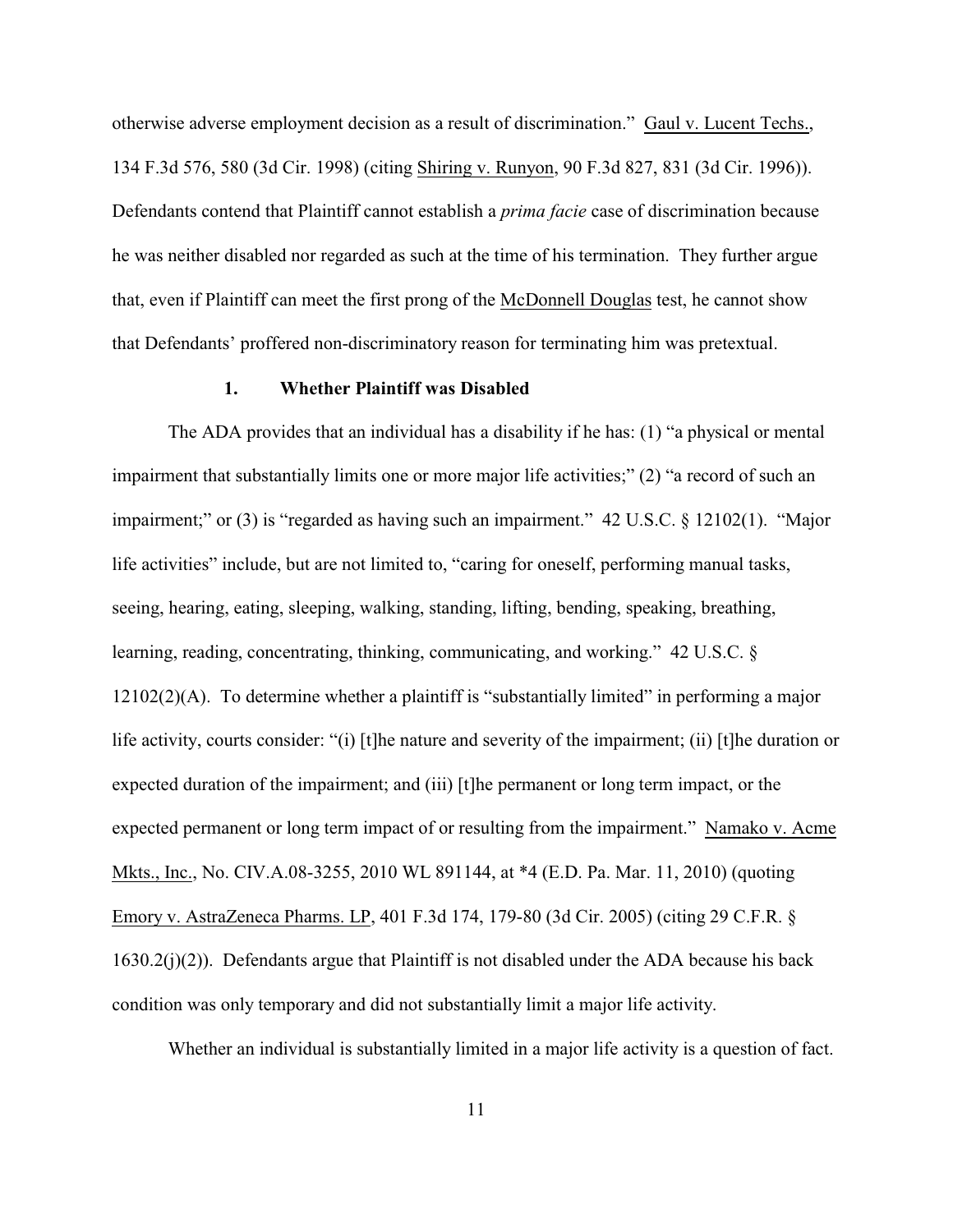otherwise adverse employment decision as a result of discrimination." Gaul v. Lucent Techs., 134 F.3d 576, 580 (3d Cir. 1998) (citing Shiring v. Runyon, 90 F.3d 827, 831 (3d Cir. 1996)). Defendants contend that Plaintiff cannot establish a *prima facie* case of discrimination because he was neither disabled nor regarded as such at the time of his termination. They further argue that, even if Plaintiff can meet the first prong of the McDonnell Douglas test, he cannot show that Defendants' proffered non-discriminatory reason for terminating him was pretextual.

### 1. Whether Plaintiff was Disabled

The ADA provides that an individual has a disability if he has: (1) "a physical or mental impairment that substantially limits one or more major life activities;" (2) "a record of such an impairment;" or (3) is "regarded as having such an impairment." 42 U.S.C. § 12102(1). "Major life activities" include, but are not limited to, "caring for oneself, performing manual tasks, seeing, hearing, eating, sleeping, walking, standing, lifting, bending, speaking, breathing, learning, reading, concentrating, thinking, communicating, and working." 42 U.S.C. § 12102(2)(A). To determine whether a plaintiff is "substantially limited" in performing a major life activity, courts consider: "(i) [t]he nature and severity of the impairment; (ii) [t]he duration or expected duration of the impairment; and (iii) [t]he permanent or long term impact, or the expected permanent or long term impact of or resulting from the impairment." Namako v. Acme Mkts., Inc., No. CIV.A.08-3255, 2010 WL 891144, at *4 (E.D. Pa. Mar. 11, 2010) (quoting Emory v. AstraZeneca Pharms. LP, 401 F.3d 174, 179-80 (3d Cir. 2005) (citing 29 C.F.R. § 1630.2(j)(2)). Defendants argue that Plaintiff is not disabled under the ADA because his back condition was only temporary and did not substantially limit a major life activity.

Whether an individual is substantially limited in a major life activity is a question of fact.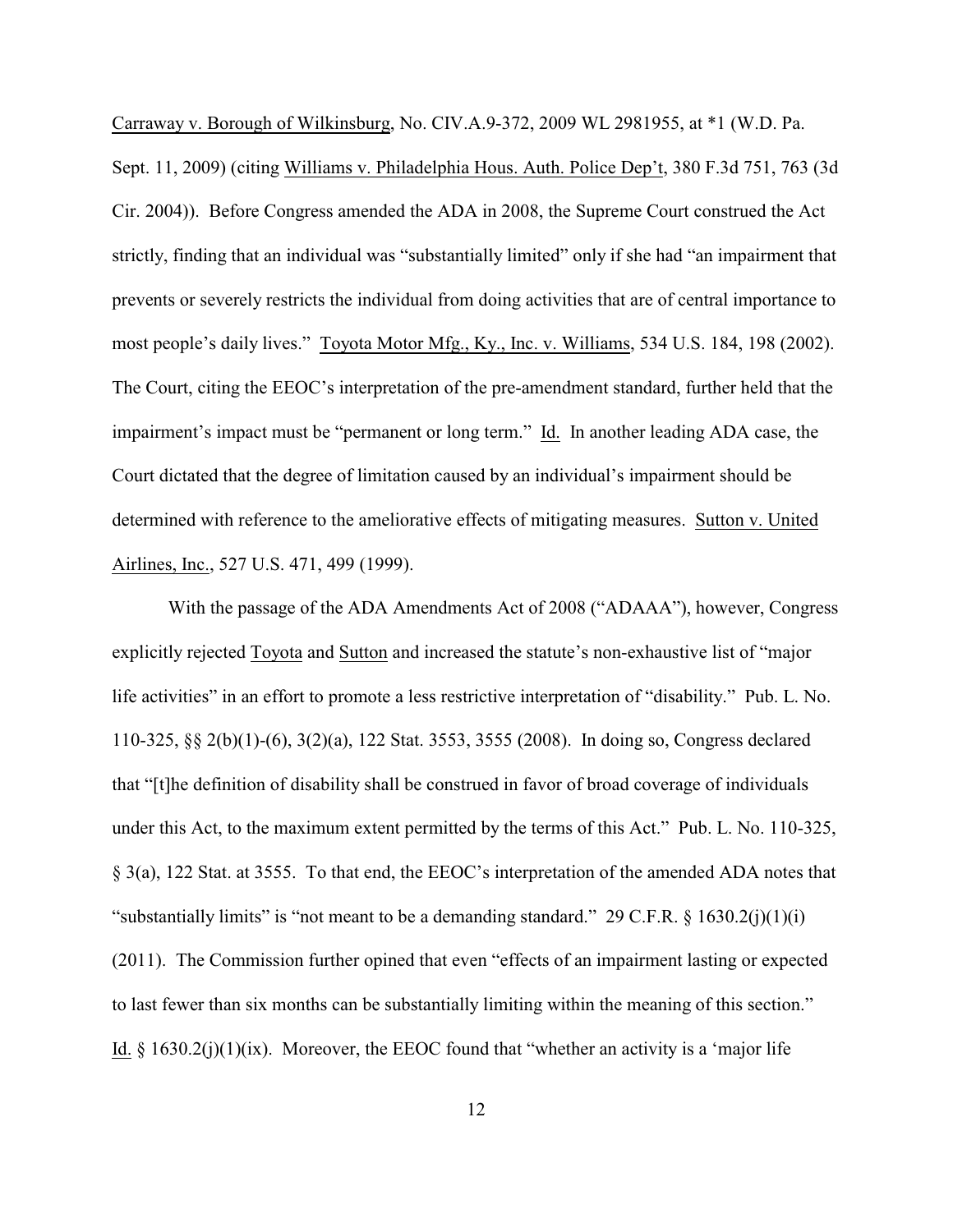Carraway v. Borough of Wilkinsburg, No. CIV.A.9-372, 2009 WL 2981955, at *1 (W.D. Pa. Sept. 11, 2009) (citing Williams v. Philadelphia Hous. Auth. Police Dep't, 380 F.3d 751, 763 (3d Cir. 2004)). Before Congress amended the ADA in 2008, the Supreme Court construed the Act strictly, finding that an individual was "substantially limited" only if she had "an impairment that prevents or severely restricts the individual from doing activities that are of central importance to most people's daily lives." Toyota Motor Mfg., Ky., Inc. v. Williams, 534 U.S. 184, 198 (2002). The Court, citing the EEOC's interpretation of the pre-amendment standard, further held that the impairment's impact must be "permanent or long term." Id. In another leading ADA case, the Court dictated that the degree of limitation caused by an individual's impairment should be determined with reference to the ameliorative effects of mitigating measures. Sutton v. United Airlines, Inc., 527 U.S. 471, 499 (1999).

With the passage of the ADA Amendments Act of 2008 ("ADAAA"), however, Congress explicitly rejected Toyota and Sutton and increased the statute's non-exhaustive list of "major life activities" in an effort to promote a less restrictive interpretation of "disability." Pub. L. No. 110-325, §§ 2(b)(1)-(6), 3(2)(a), 122 Stat. 3553, 3555 (2008). In doing so, Congress declared that "[t]he definition of disability shall be construed in favor of broad coverage of individuals under this Act, to the maximum extent permitted by the terms of this Act." Pub. L. No. 110-325, § 3(a), 122 Stat. at 3555. To that end, the EEOC's interpretation of the amended ADA notes that "substantially limits" is "not meant to be a demanding standard." 29 C.F.R. § 1630.2(j)(1)(i) (2011). The Commission further opined that even "effects of an impairment lasting or expected to last fewer than six months can be substantially limiting within the meaning of this section." Id. § 1630.2(j)(1)(ix). Moreover, the EEOC found that "whether an activity is a 'major life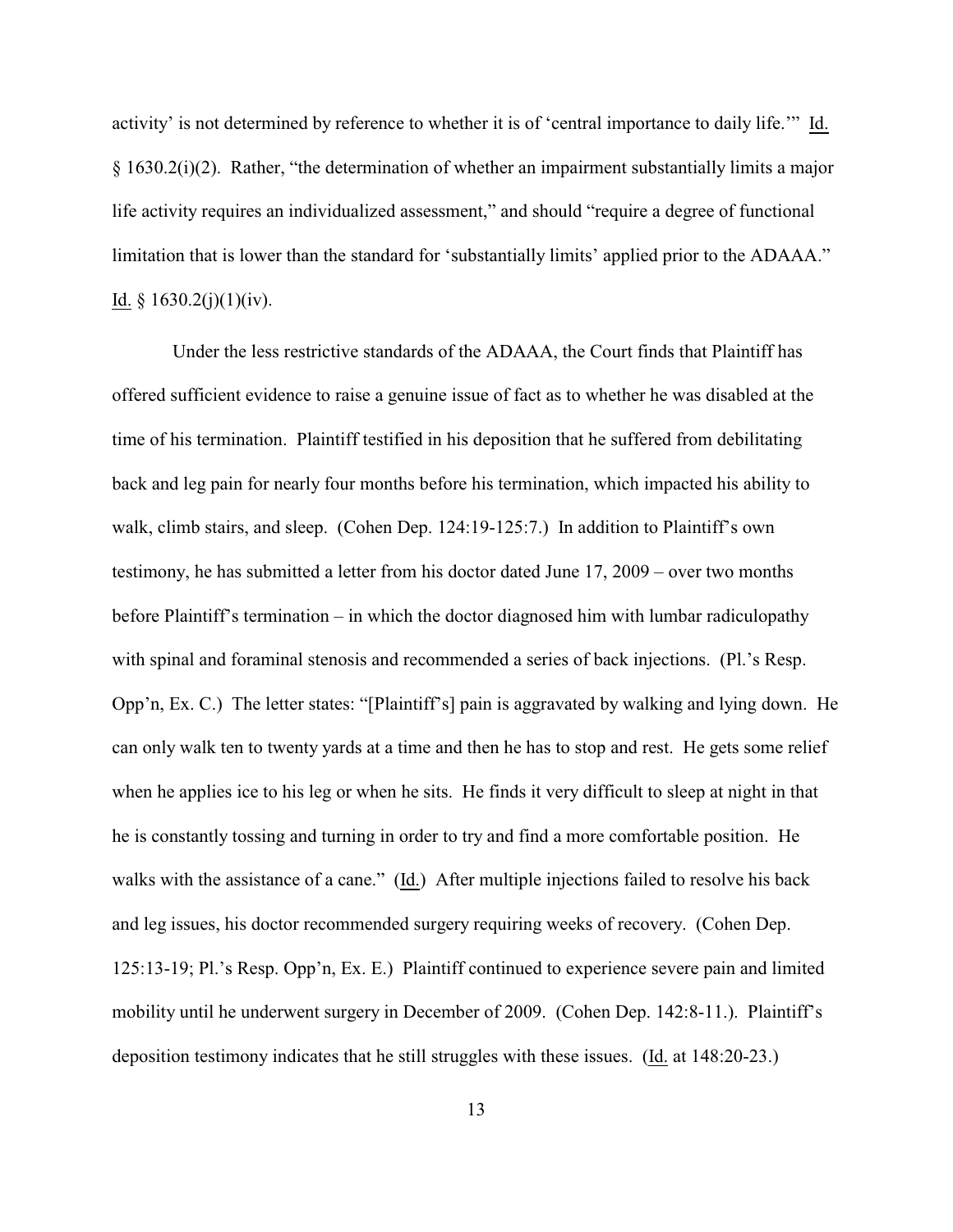activity' is not determined by reference to whether it is of 'central importance to daily life.'" Id. § 1630.2(i)(2). Rather, "the determination of whether an impairment substantially limits a major life activity requires an individualized assessment," and should "require a degree of functional limitation that is lower than the standard for 'substantially limits' applied prior to the ADAAA." Id. § 1630.2(j)(1)(iv).

Under the less restrictive standards of the ADAAA, the Court finds that Plaintiff has offered sufficient evidence to raise a genuine issue of fact as to whether he was disabled at the time of his termination. Plaintiff testified in his deposition that he suffered from debilitating back and leg pain for nearly four months before his termination, which impacted his ability to walk, climb stairs, and sleep. (Cohen Dep. 124:19-125:7.) In addition to Plaintiff's own testimony, he has submitted a letter from his doctor dated June 17, 2009 – over two months before Plaintiff's termination – in which the doctor diagnosed him with lumbar radiculopathy with spinal and foraminal stenosis and recommended a series of back injections. (Pl.'s Resp. Opp'n, Ex. C.) The letter states: "[Plaintiff's] pain is aggravated by walking and lying down. He can only walk ten to twenty yards at a time and then he has to stop and rest. He gets some relief when he applies ice to his leg or when he sits. He finds it very difficult to sleep at night in that he is constantly tossing and turning in order to try and find a more comfortable position. He walks with the assistance of a cane." (Id.) After multiple injections failed to resolve his back and leg issues, his doctor recommended surgery requiring weeks of recovery. (Cohen Dep. 125:13-19; Pl.'s Resp. Opp'n, Ex. E.) Plaintiff continued to experience severe pain and limited mobility until he underwent surgery in December of 2009. (Cohen Dep. 142:8-11.). Plaintiff's deposition testimony indicates that he still struggles with these issues. (Id. at 148:20-23.)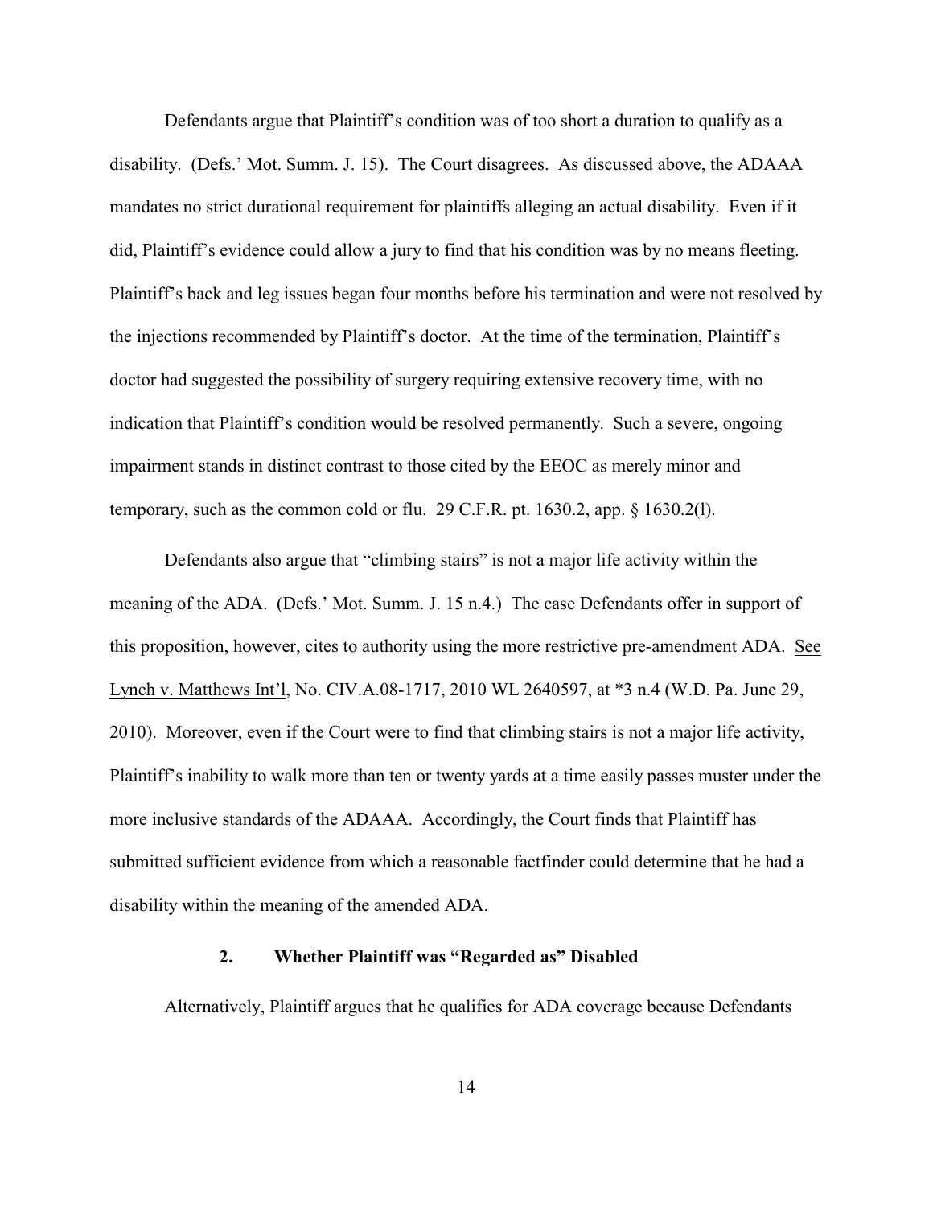Defendants argue that Plaintiff's condition was of too short a duration to qualify as a disability. (Defs.' Mot. Summ. J. 15). The Court disagrees. As discussed above, the ADAAA mandates no strict durational requirement for plaintiffs alleging an actual disability. Even if it did, Plaintiff's evidence could allow a jury to find that his condition was by no means fleeting. Plaintiff's back and leg issues began four months before his termination and were not resolved by the injections recommended by Plaintiff's doctor. At the time of the termination, Plaintiff's doctor had suggested the possibility of surgery requiring extensive recovery time, with no indication that Plaintiff's condition would be resolved permanently. Such a severe, ongoing impairment stands in distinct contrast to those cited by the EEOC as merely minor and temporary, such as the common cold or flu. 29 C.F.R. pt. 1630.2, app. § 1630.2(l).

Defendants also argue that "climbing stairs" is not a major life activity within the meaning of the ADA. (Defs.' Mot. Summ. J. 15 n.4.) The case Defendants offer in support of this proposition, however, cites to authority using the more restrictive pre-amendment ADA. See Lynch v. Matthews Int'l, No. CIV.A.08-1717, 2010 WL 2640597, at *3 n.4 (W.D. Pa. June 29, 2010). Moreover, even if the Court were to find that climbing stairs is not a major life activity, Plaintiff's inability to walk more than ten or twenty yards at a time easily passes muster under the more inclusive standards of the ADAAA. Accordingly, the Court finds that Plaintiff has submitted sufficient evidence from which a reasonable factfinder could determine that he had a disability within the meaning of the amended ADA.

### 2. Whether Plaintiff was "Regarded as" Disabled

Alternatively, Plaintiff argues that he qualifies for ADA coverage because Defendants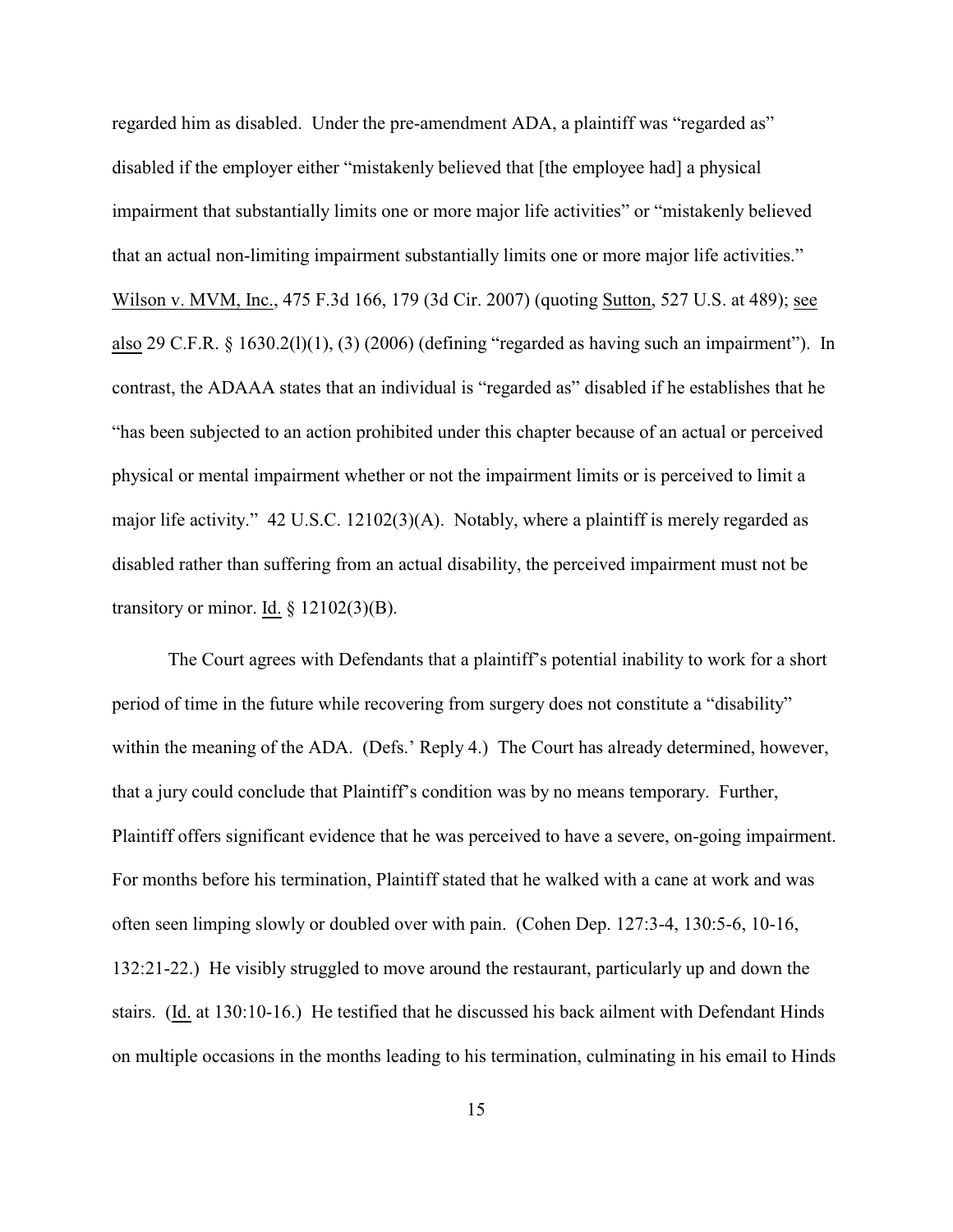regarded him as disabled. Under the pre-amendment ADA, a plaintiff was "regarded as" disabled if the employer either "mistakenly believed that [the employee had] a physical impairment that substantially limits one or more major life activities" or "mistakenly believed that an actual non-limiting impairment substantially limits one or more major life activities." Wilson v. MVM, Inc., 475 F.3d 166, 179 (3d Cir. 2007) (quoting Sutton, 527 U.S. at 489); see also 29 C.F.R. § 1630.2(l)(1), (3) (2006) (defining "regarded as having such an impairment"). In contrast, the ADAAA states that an individual is "regarded as" disabled if he establishes that he "has been subjected to an action prohibited under this chapter because of an actual or perceived physical or mental impairment whether or not the impairment limits or is perceived to limit a major life activity." 42 U.S.C. 12102(3)(A). Notably, where a plaintiff is merely regarded as disabled rather than suffering from an actual disability, the perceived impairment must not be transitory or minor. Id. § 12102(3)(B).

The Court agrees with Defendants that a plaintiff's potential inability to work for a short period of time in the future while recovering from surgery does not constitute a "disability" within the meaning of the ADA. (Defs.' Reply 4.) The Court has already determined, however, that a jury could conclude that Plaintiff's condition was by no means temporary. Further, Plaintiff offers significant evidence that he was perceived to have a severe, on-going impairment. For months before his termination, Plaintiff stated that he walked with a cane at work and was often seen limping slowly or doubled over with pain. (Cohen Dep. 127:3-4, 130:5-6, 10-16, 132:21-22.) He visibly struggled to move around the restaurant, particularly up and down the stairs. (Id. at 130:10-16.) He testified that he discussed his back ailment with Defendant Hinds on multiple occasions in the months leading to his termination, culminating in his email to Hinds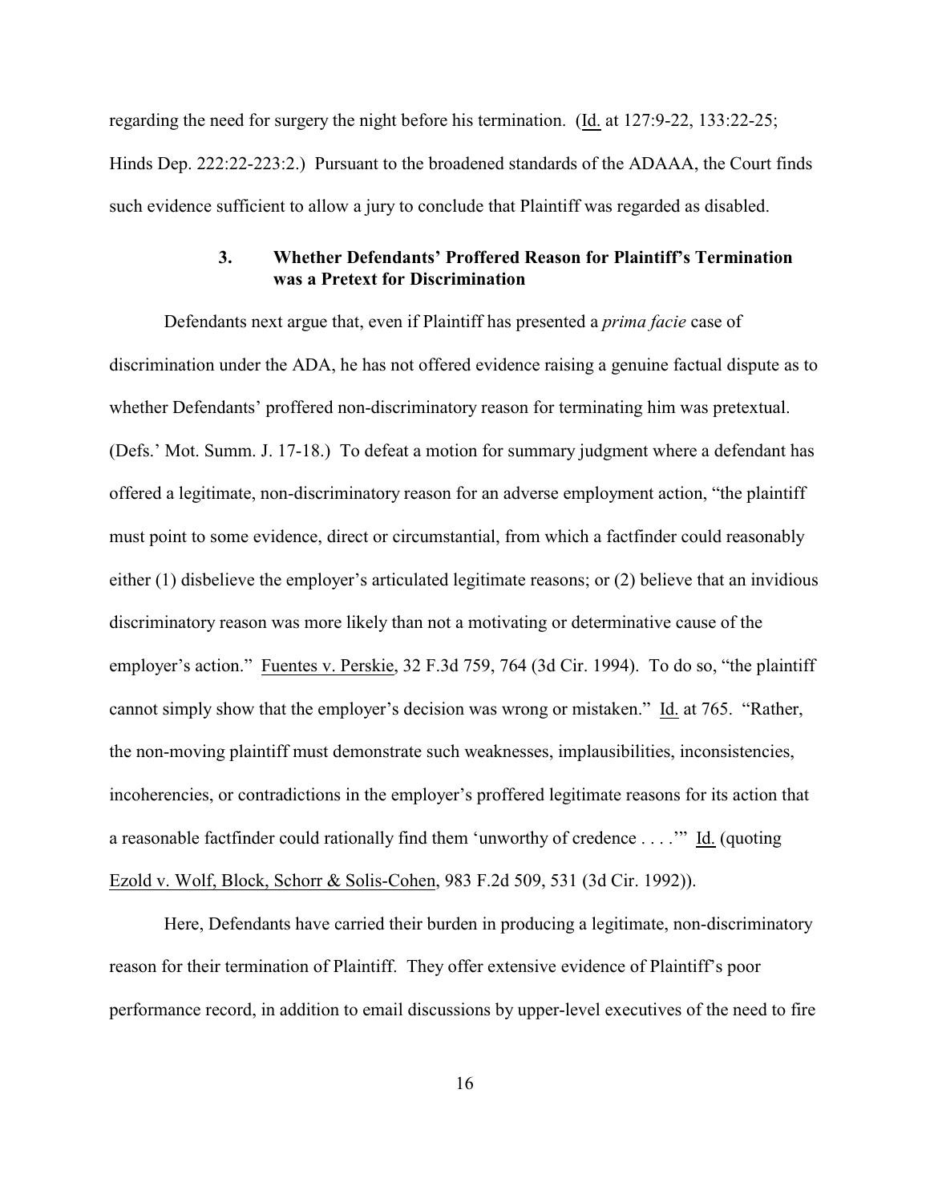regarding the need for surgery the night before his termination. (Id. at 127:9-22, 133:22-25; Hinds Dep. 222:22-223:2.) Pursuant to the broadened standards of the ADAAA, the Court finds such evidence sufficient to allow a jury to conclude that Plaintiff was regarded as disabled.

### 3. Whether Defendants' Proffered Reason for Plaintiff's Termination was a Pretext for Discrimination

Defendants next argue that, even if Plaintiff has presented a *prima facie* case of discrimination under the ADA, he has not offered evidence raising a genuine factual dispute as to whether Defendants' proffered non-discriminatory reason for terminating him was pretextual. (Defs.' Mot. Summ. J. 17-18.) To defeat a motion for summary judgment where a defendant has offered a legitimate, non-discriminatory reason for an adverse employment action, "the plaintiff must point to some evidence, direct or circumstantial, from which a factfinder could reasonably either (1) disbelieve the employer's articulated legitimate reasons; or (2) believe that an invidious discriminatory reason was more likely than not a motivating or determinative cause of the employer's action." Fuentes v. Perskie, 32 F.3d 759, 764 (3d Cir. 1994). To do so, "the plaintiff cannot simply show that the employer's decision was wrong or mistaken." Id. at 765. "Rather, the non-moving plaintiff must demonstrate such weaknesses, implausibilities, inconsistencies, incoherencies, or contradictions in the employer's proffered legitimate reasons for its action that a reasonable factfinder could rationally find them 'unworthy of credence . . . .'" Id. (quoting Ezold v. Wolf, Block, Schorr & Solis-Cohen, 983 F.2d 509, 531 (3d Cir. 1992)).

Here, Defendants have carried their burden in producing a legitimate, non-discriminatory reason for their termination of Plaintiff. They offer extensive evidence of Plaintiff's poor performance record, in addition to email discussions by upper-level executives of the need to fire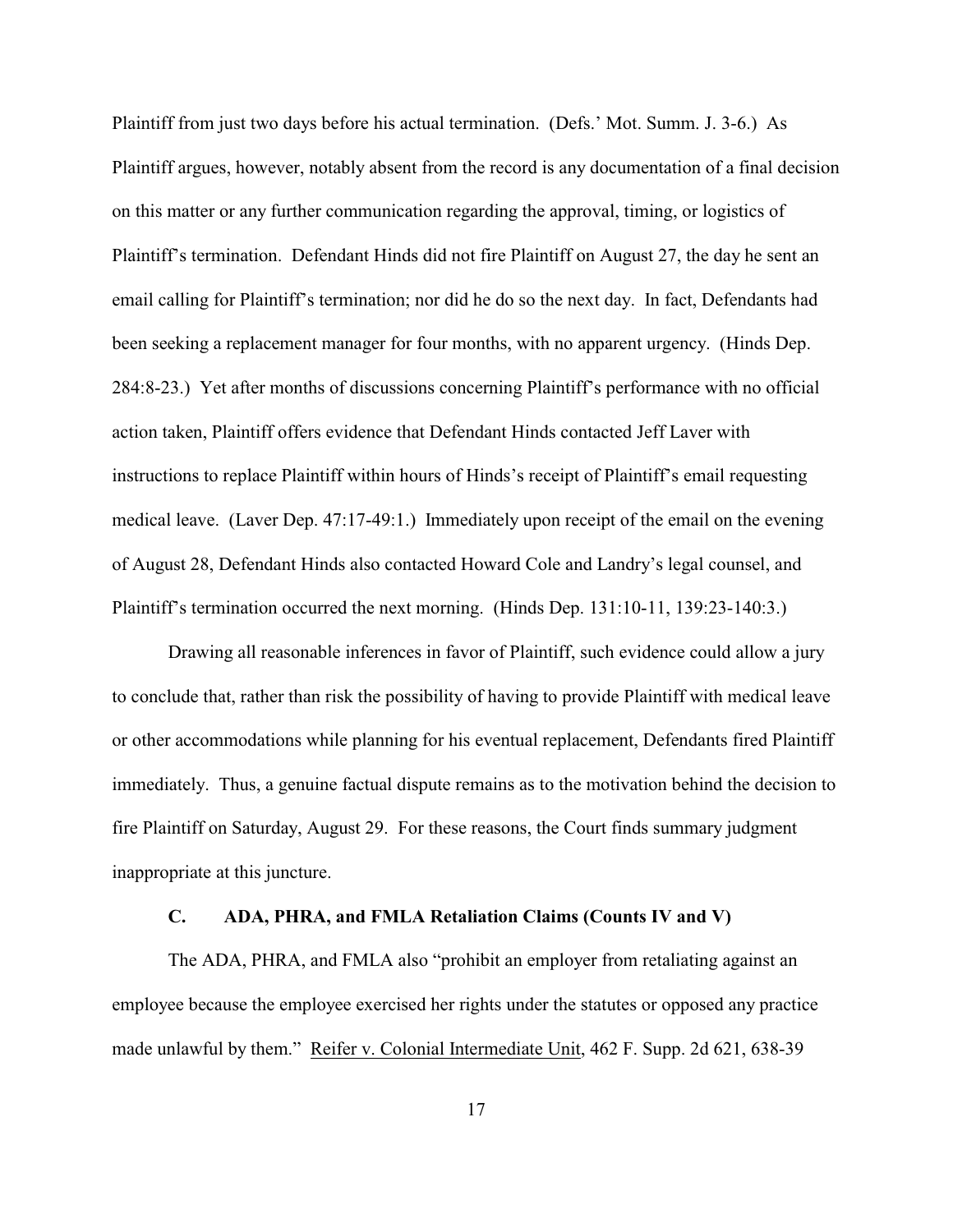Plaintiff from just two days before his actual termination. (Defs.' Mot. Summ. J. 3-6.) As Plaintiff argues, however, notably absent from the record is any documentation of a final decision on this matter or any further communication regarding the approval, timing, or logistics of Plaintiff's termination. Defendant Hinds did not fire Plaintiff on August 27, the day he sent an email calling for Plaintiff's termination; nor did he do so the next day. In fact, Defendants had been seeking a replacement manager for four months, with no apparent urgency. (Hinds Dep. 284:8-23.) Yet after months of discussions concerning Plaintiff's performance with no official action taken, Plaintiff offers evidence that Defendant Hinds contacted Jeff Laver with instructions to replace Plaintiff within hours of Hinds's receipt of Plaintiff's email requesting medical leave. (Laver Dep. 47:17-49:1.) Immediately upon receipt of the email on the evening of August 28, Defendant Hinds also contacted Howard Cole and Landry's legal counsel, and Plaintiff's termination occurred the next morning. (Hinds Dep. 131:10-11, 139:23-140:3.)

Drawing all reasonable inferences in favor of Plaintiff, such evidence could allow a jury to conclude that, rather than risk the possibility of having to provide Plaintiff with medical leave or other accommodations while planning for his eventual replacement, Defendants fired Plaintiff immediately. Thus, a genuine factual dispute remains as to the motivation behind the decision to fire Plaintiff on Saturday, August 29. For these reasons, the Court finds summary judgment inappropriate at this juncture.

### C. ADA, PHRA, and FMLA Retaliation Claims (Counts IV and V)

The ADA, PHRA, and FMLA also "prohibit an employer from retaliating against an employee because the employee exercised her rights under the statutes or opposed any practice made unlawful by them." Reifer v. Colonial Intermediate Unit, 462 F. Supp. 2d 621, 638-39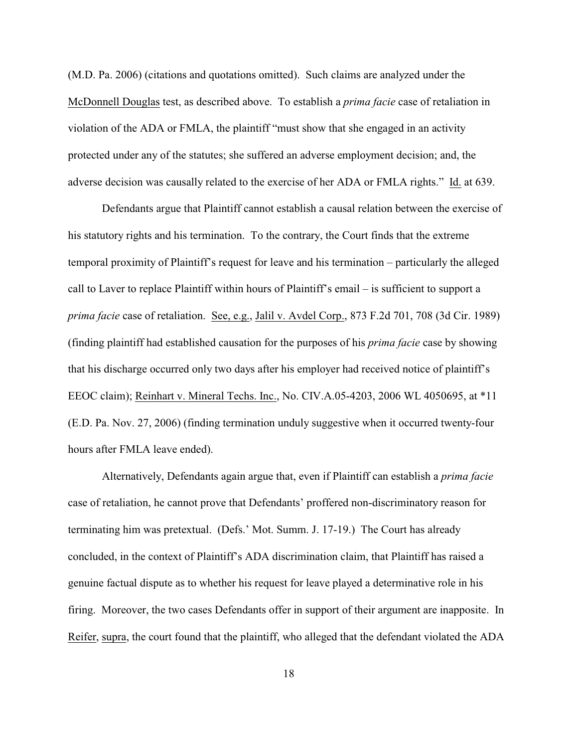(M.D. Pa. 2006) (citations and quotations omitted). Such claims are analyzed under the McDonnell Douglas test, as described above. To establish a *prima facie* case of retaliation in violation of the ADA or FMLA, the plaintiff "must show that she engaged in an activity protected under any of the statutes; she suffered an adverse employment decision; and, the adverse decision was causally related to the exercise of her ADA or FMLA rights." Id. at 639.

Defendants argue that Plaintiff cannot establish a causal relation between the exercise of his statutory rights and his termination. To the contrary, the Court finds that the extreme temporal proximity of Plaintiff's request for leave and his termination – particularly the alleged call to Laver to replace Plaintiff within hours of Plaintiff's email – is sufficient to support a *prima facie* case of retaliation. See, e.g., Jalil v. Avdel Corp., 873 F.2d 701, 708 (3d Cir. 1989) (finding plaintiff had established causation for the purposes of his *prima facie* case by showing that his discharge occurred only two days after his employer had received notice of plaintiff's EEOC claim); Reinhart v. Mineral Techs. Inc., No. CIV.A.05-4203, 2006 WL 4050695, at *11 (E.D. Pa. Nov. 27, 2006) (finding termination unduly suggestive when it occurred twenty-four hours after FMLA leave ended).

Alternatively, Defendants again argue that, even if Plaintiff can establish a *prima facie* case of retaliation, he cannot prove that Defendants' proffered non-discriminatory reason for terminating him was pretextual. (Defs.' Mot. Summ. J. 17-19.) The Court has already concluded, in the context of Plaintiff's ADA discrimination claim, that Plaintiff has raised a genuine factual dispute as to whether his request for leave played a determinative role in his firing. Moreover, the two cases Defendants offer in support of their argument are inapposite. In Reifer, supra, the court found that the plaintiff, who alleged that the defendant violated the ADA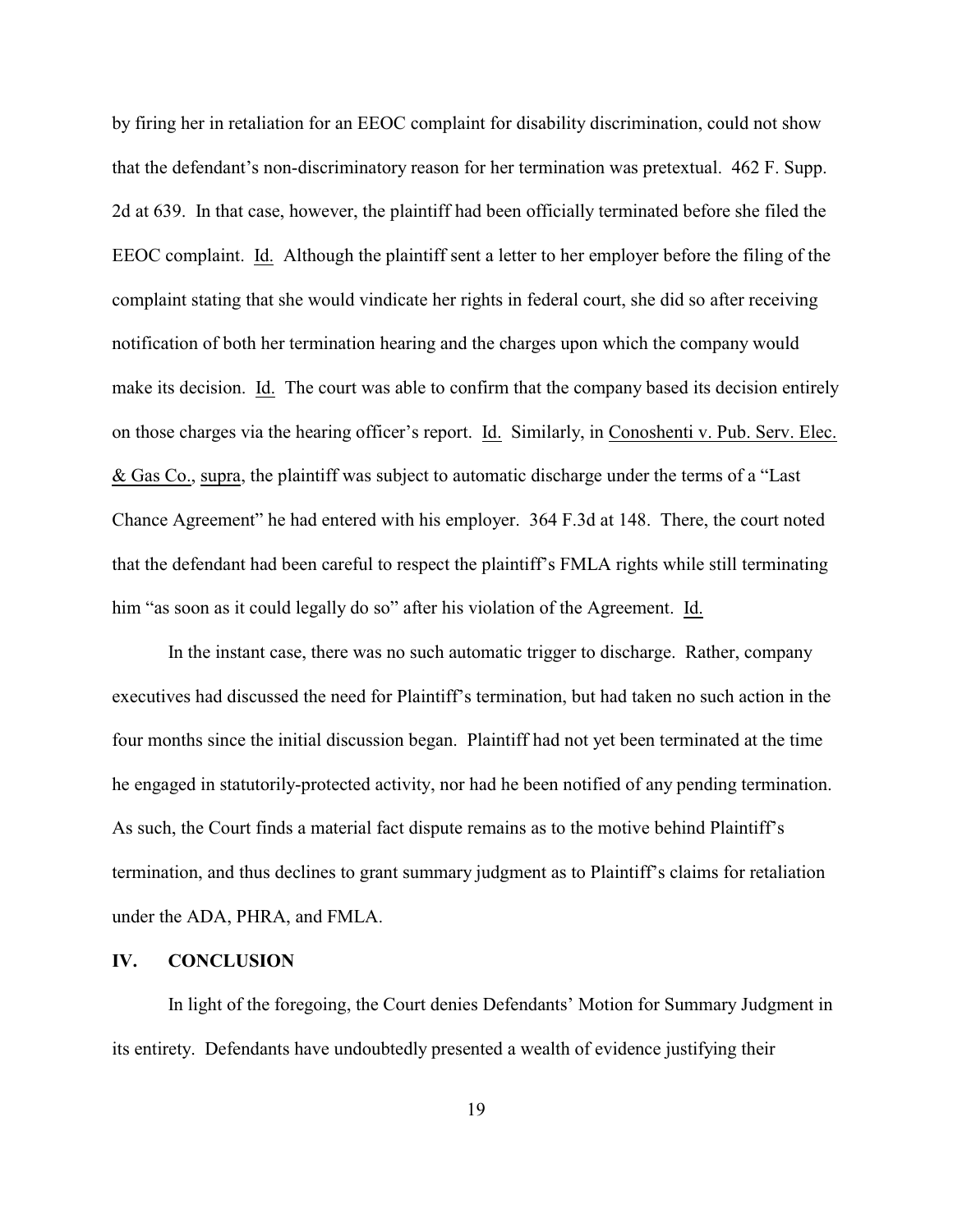by firing her in retaliation for an EEOC complaint for disability discrimination, could not show that the defendant's non-discriminatory reason for her termination was pretextual. 462 F. Supp. 2d at 639. In that case, however, the plaintiff had been officially terminated before she filed the EEOC complaint. Id. Although the plaintiff sent a letter to her employer before the filing of the complaint stating that she would vindicate her rights in federal court, she did so after receiving notification of both her termination hearing and the charges upon which the company would make its decision. Id. The court was able to confirm that the company based its decision entirely on those charges via the hearing officer's report. Id. Similarly, in Conoshenti v. Pub. Serv. Elec. & Gas Co., supra, the plaintiff was subject to automatic discharge under the terms of a "Last Chance Agreement" he had entered with his employer. 364 F.3d at 148. There, the court noted that the defendant had been careful to respect the plaintiff's FMLA rights while still terminating him "as soon as it could legally do so" after his violation of the Agreement. Id.

In the instant case, there was no such automatic trigger to discharge. Rather, company executives had discussed the need for Plaintiff's termination, but had taken no such action in the four months since the initial discussion began. Plaintiff had not yet been terminated at the time he engaged in statutorily-protected activity, nor had he been notified of any pending termination. As such, the Court finds a material fact dispute remains as to the motive behind Plaintiff's termination, and thus declines to grant summary judgment as to Plaintiff's claims for retaliation under the ADA, PHRA, and FMLA.

## IV. CONCLUSION

In light of the foregoing, the Court denies Defendants' Motion for Summary Judgment in its entirety. Defendants have undoubtedly presented a wealth of evidence justifying their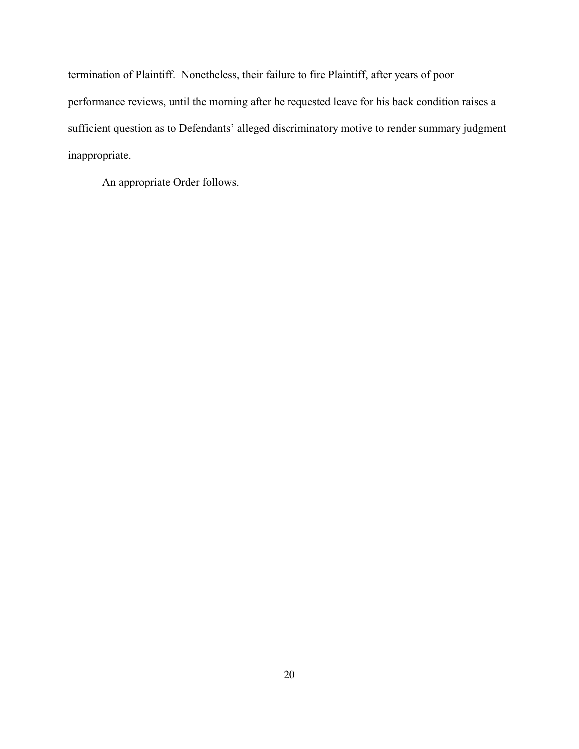termination of Plaintiff. Nonetheless, their failure to fire Plaintiff, after years of poor performance reviews, until the morning after he requested leave for his back condition raises a sufficient question as to Defendants' alleged discriminatory motive to render summary judgment inappropriate.

An appropriate Order follows.